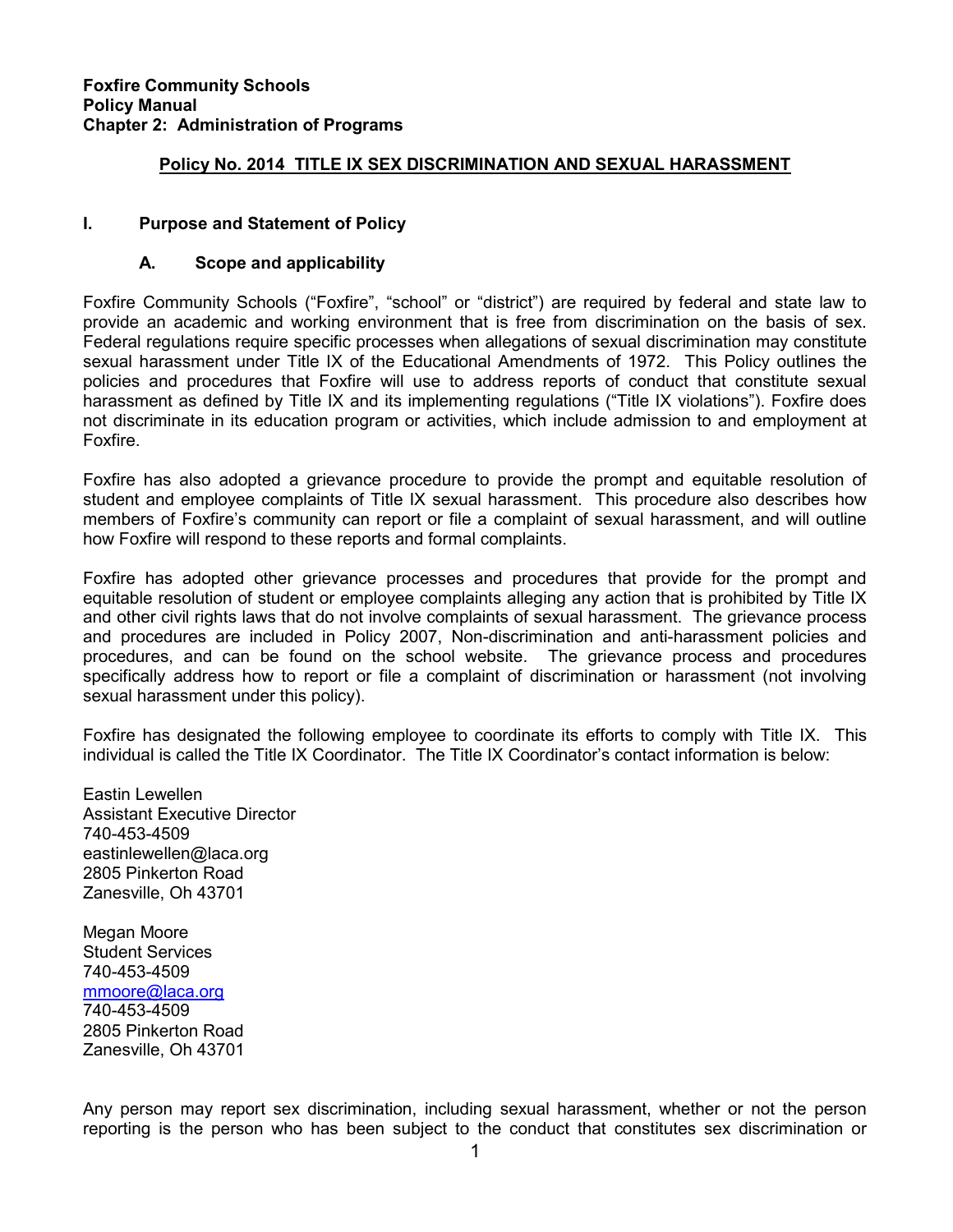**Foxfire Community Schools**
**Policy Manual**
**Chapter 2: Administration of Programs**

## Policy No. 2014 TITLE IX SEX DISCRIMINATION AND SEXUAL HARASSMENT

### I. Purpose and Statement of Policy

#### A. Scope and applicability

Foxfire Community Schools ("Foxfire", "school" or "district") are required by federal and state law to provide an academic and working environment that is free from discrimination on the basis of sex. Federal regulations require specific processes when allegations of sexual discrimination may constitute sexual harassment under Title IX of the Educational Amendments of 1972. This Policy outlines the policies and procedures that Foxfire will use to address reports of conduct that constitute sexual harassment as defined by Title IX and its implementing regulations ("Title IX violations"). Foxfire does not discriminate in its education program or activities, which include admission to and employment at Foxfire.

Foxfire has also adopted a grievance procedure to provide the prompt and equitable resolution of student and employee complaints of Title IX sexual harassment. This procedure also describes how members of Foxfire's community can report or file a complaint of sexual harassment, and will outline how Foxfire will respond to these reports and formal complaints.

Foxfire has adopted other grievance processes and procedures that provide for the prompt and equitable resolution of student or employee complaints alleging any action that is prohibited by Title IX and other civil rights laws that do not involve complaints of sexual harassment. The grievance process and procedures are included in Policy 2007, Non-discrimination and anti-harassment policies and procedures, and can be found on the school website. The grievance process and procedures specifically address how to report or file a complaint of discrimination or harassment (not involving sexual harassment under this policy).

Foxfire has designated the following employee to coordinate its efforts to comply with Title IX. This individual is called the Title IX Coordinator. The Title IX Coordinator's contact information is below:

Eastin Lewellen
Assistant Executive Director
740-453-4509
eastinlewellen@laca.org
2805 Pinkerton Road
Zanesville, Oh 43701

Megan Moore
Student Services
740-453-4509
mmoore@laca.org
740-453-4509
2805 Pinkerton Road
Zanesville, Oh 43701

Any person may report sex discrimination, including sexual harassment, whether or not the person reporting is the person who has been subject to the conduct that constitutes sex discrimination or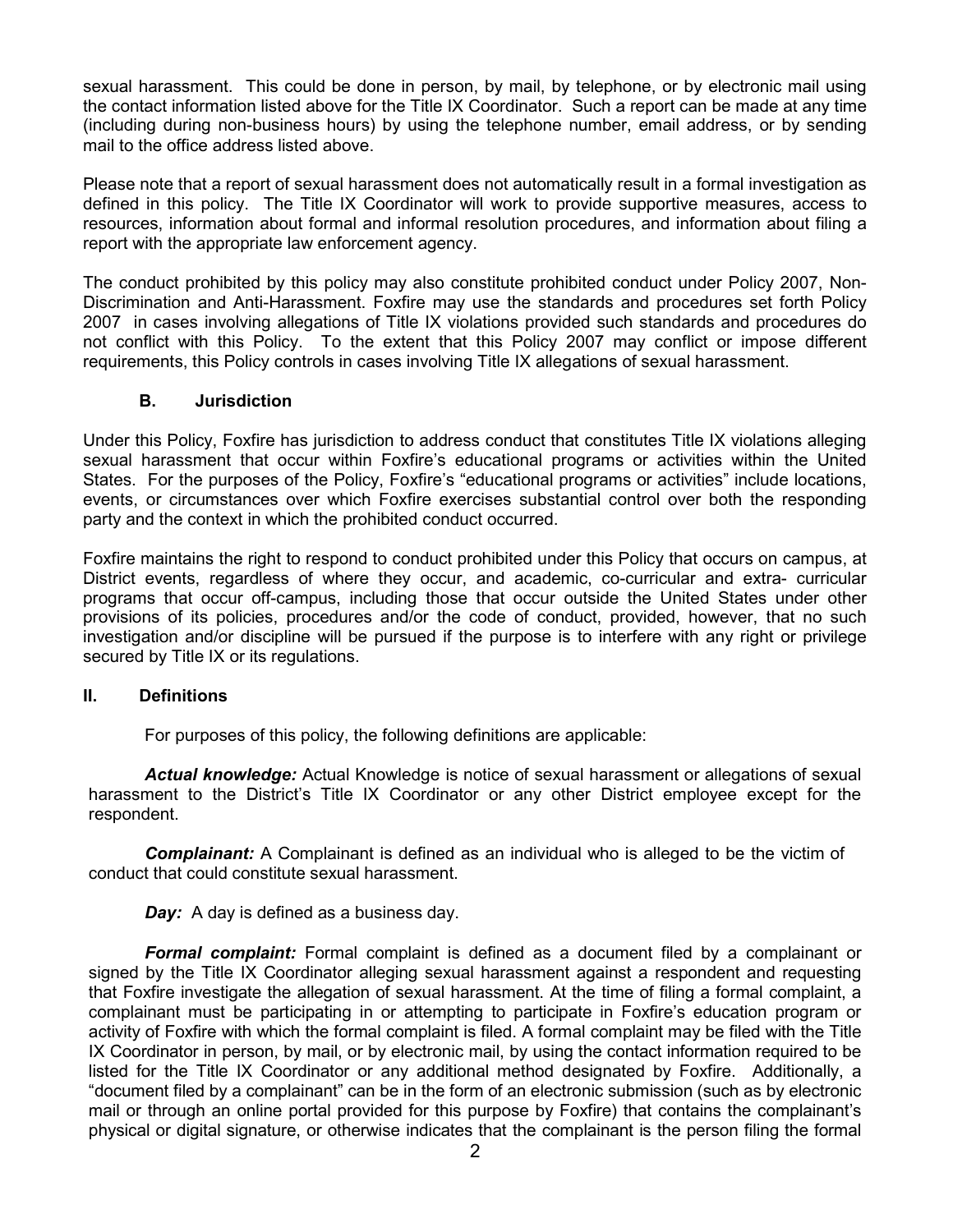sexual harassment. This could be done in person, by mail, by telephone, or by electronic mail using the contact information listed above for the Title IX Coordinator. Such a report can be made at any time (including during non-business hours) by using the telephone number, email address, or by sending mail to the office address listed above.

Please note that a report of sexual harassment does not automatically result in a formal investigation as defined in this policy. The Title IX Coordinator will work to provide supportive measures, access to resources, information about formal and informal resolution procedures, and information about filing a report with the appropriate law enforcement agency.

The conduct prohibited by this policy may also constitute prohibited conduct under Policy 2007, Non-Discrimination and Anti-Harassment. Foxfire may use the standards and procedures set forth Policy 2007 in cases involving allegations of Title IX violations provided such standards and procedures do not conflict with this Policy. To the extent that this Policy 2007 may conflict or impose different requirements, this Policy controls in cases involving Title IX allegations of sexual harassment.

### B. Jurisdiction

Under this Policy, Foxfire has jurisdiction to address conduct that constitutes Title IX violations alleging sexual harassment that occur within Foxfire's educational programs or activities within the United States. For the purposes of the Policy, Foxfire's "educational programs or activities" include locations, events, or circumstances over which Foxfire exercises substantial control over both the responding party and the context in which the prohibited conduct occurred.

Foxfire maintains the right to respond to conduct prohibited under this Policy that occurs on campus, at District events, regardless of where they occur, and academic, co-curricular and extra- curricular programs that occur off-campus, including those that occur outside the United States under other provisions of its policies, procedures and/or the code of conduct, provided, however, that no such investigation and/or discipline will be pursued if the purpose is to interfere with any right or privilege secured by Title IX or its regulations.

## II. Definitions

For purposes of this policy, the following definitions are applicable:

***Actual knowledge:*** Actual Knowledge is notice of sexual harassment or allegations of sexual harassment to the District's Title IX Coordinator or any other District employee except for the respondent.

***Complainant:*** A Complainant is defined as an individual who is alleged to be the victim of conduct that could constitute sexual harassment.

***Day:*** A day is defined as a business day.

***Formal complaint:*** Formal complaint is defined as a document filed by a complainant or signed by the Title IX Coordinator alleging sexual harassment against a respondent and requesting that Foxfire investigate the allegation of sexual harassment. At the time of filing a formal complaint, a complainant must be participating in or attempting to participate in Foxfire's education program or activity of Foxfire with which the formal complaint is filed. A formal complaint may be filed with the Title IX Coordinator in person, by mail, or by electronic mail, by using the contact information required to be listed for the Title IX Coordinator or any additional method designated by Foxfire. Additionally, a "document filed by a complainant" can be in the form of an electronic submission (such as by electronic mail or through an online portal provided for this purpose by Foxfire) that contains the complainant's physical or digital signature, or otherwise indicates that the complainant is the person filing the formal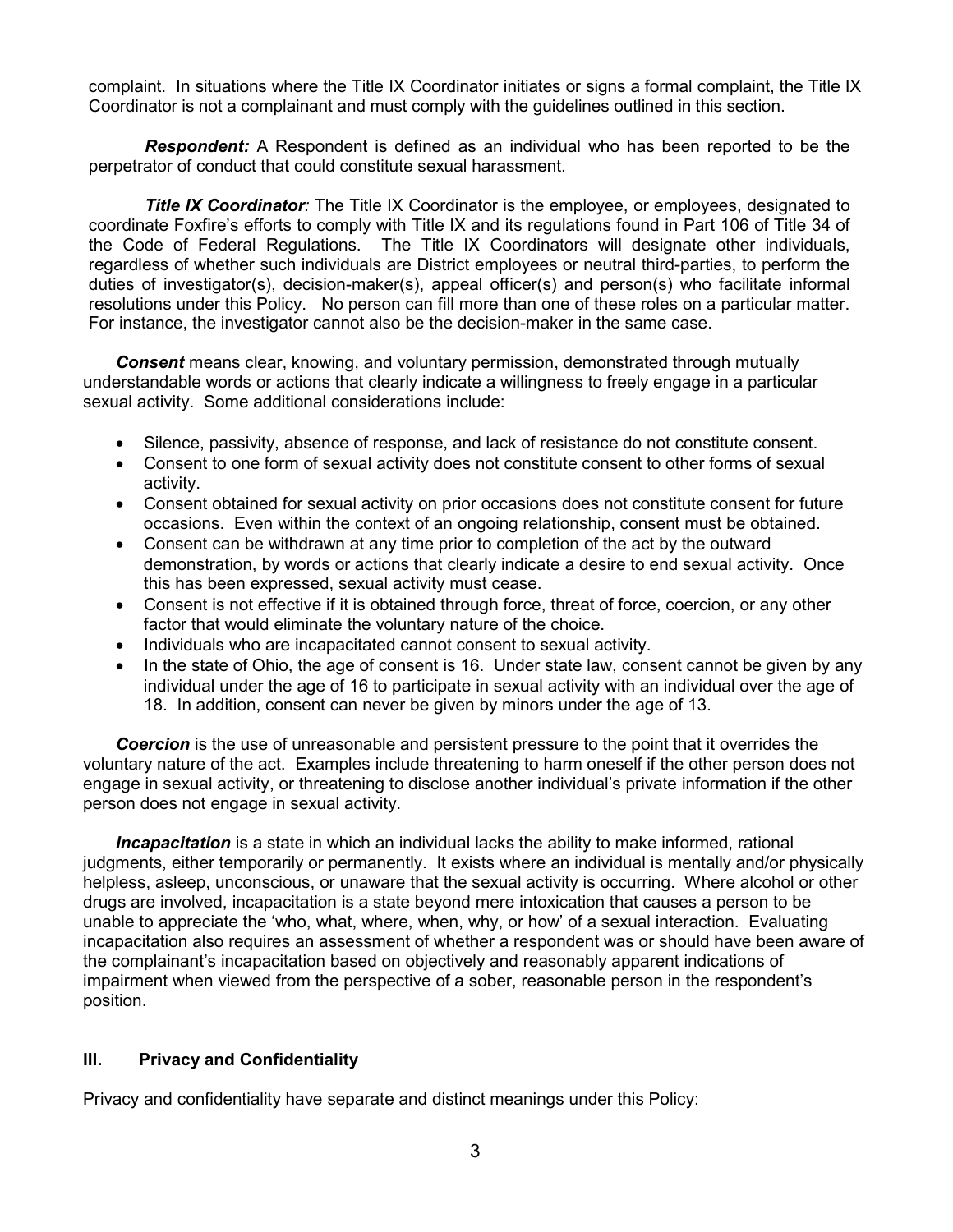complaint. In situations where the Title IX Coordinator initiates or signs a formal complaint, the Title IX Coordinator is not a complainant and must comply with the guidelines outlined in this section.

***Respondent:*** A Respondent is defined as an individual who has been reported to be the perpetrator of conduct that could constitute sexual harassment.

***Title IX Coordinator****:* The Title IX Coordinator is the employee, or employees, designated to coordinate Foxfire's efforts to comply with Title IX and its regulations found in Part 106 of Title 34 of the Code of Federal Regulations. The Title IX Coordinators will designate other individuals, regardless of whether such individuals are District employees or neutral third-parties, to perform the duties of investigator(s), decision-maker(s), appeal officer(s) and person(s) who facilitate informal resolutions under this Policy. No person can fill more than one of these roles on a particular matter. For instance, the investigator cannot also be the decision-maker in the same case.

***Consent*** means clear, knowing, and voluntary permission, demonstrated through mutually understandable words or actions that clearly indicate a willingness to freely engage in a particular sexual activity. Some additional considerations include:

- Silence, passivity, absence of response, and lack of resistance do not constitute consent.
- Consent to one form of sexual activity does not constitute consent to other forms of sexual activity.
- Consent obtained for sexual activity on prior occasions does not constitute consent for future occasions. Even within the context of an ongoing relationship, consent must be obtained.
- Consent can be withdrawn at any time prior to completion of the act by the outward demonstration, by words or actions that clearly indicate a desire to end sexual activity. Once this has been expressed, sexual activity must cease.
- Consent is not effective if it is obtained through force, threat of force, coercion, or any other factor that would eliminate the voluntary nature of the choice.
- Individuals who are incapacitated cannot consent to sexual activity.
- In the state of Ohio, the age of consent is 16. Under state law, consent cannot be given by any individual under the age of 16 to participate in sexual activity with an individual over the age of 18. In addition, consent can never be given by minors under the age of 13.

***Coercion*** is the use of unreasonable and persistent pressure to the point that it overrides the voluntary nature of the act. Examples include threatening to harm oneself if the other person does not engage in sexual activity, or threatening to disclose another individual's private information if the other person does not engage in sexual activity.

***Incapacitation*** is a state in which an individual lacks the ability to make informed, rational judgments, either temporarily or permanently. It exists where an individual is mentally and/or physically helpless, asleep, unconscious, or unaware that the sexual activity is occurring. Where alcohol or other drugs are involved, incapacitation is a state beyond mere intoxication that causes a person to be unable to appreciate the 'who, what, where, when, why, or how' of a sexual interaction. Evaluating incapacitation also requires an assessment of whether a respondent was or should have been aware of the complainant's incapacitation based on objectively and reasonably apparent indications of impairment when viewed from the perspective of a sober, reasonable person in the respondent's position.

## III. Privacy and Confidentiality

Privacy and confidentiality have separate and distinct meanings under this Policy: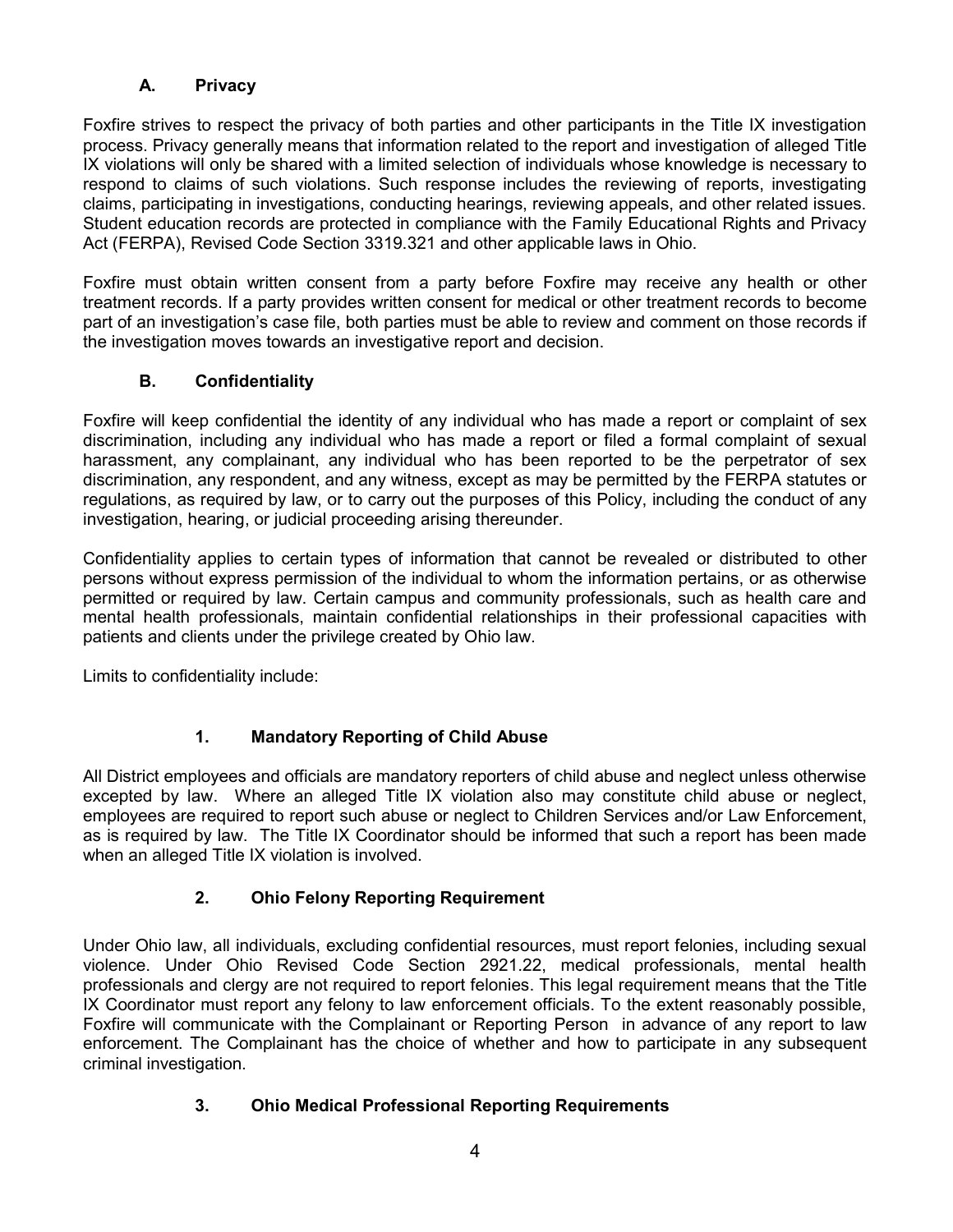### A. Privacy

Foxfire strives to respect the privacy of both parties and other participants in the Title IX investigation process. Privacy generally means that information related to the report and investigation of alleged Title IX violations will only be shared with a limited selection of individuals whose knowledge is necessary to respond to claims of such violations. Such response includes the reviewing of reports, investigating claims, participating in investigations, conducting hearings, reviewing appeals, and other related issues. Student education records are protected in compliance with the Family Educational Rights and Privacy Act (FERPA), Revised Code Section 3319.321 and other applicable laws in Ohio.

Foxfire must obtain written consent from a party before Foxfire may receive any health or other treatment records. If a party provides written consent for medical or other treatment records to become part of an investigation's case file, both parties must be able to review and comment on those records if the investigation moves towards an investigative report and decision.

### B. Confidentiality

Foxfire will keep confidential the identity of any individual who has made a report or complaint of sex discrimination, including any individual who has made a report or filed a formal complaint of sexual harassment, any complainant, any individual who has been reported to be the perpetrator of sex discrimination, any respondent, and any witness, except as may be permitted by the FERPA statutes or regulations, as required by law, or to carry out the purposes of this Policy, including the conduct of any investigation, hearing, or judicial proceeding arising thereunder.

Confidentiality applies to certain types of information that cannot be revealed or distributed to other persons without express permission of the individual to whom the information pertains, or as otherwise permitted or required by law. Certain campus and community professionals, such as health care and mental health professionals, maintain confidential relationships in their professional capacities with patients and clients under the privilege created by Ohio law.

Limits to confidentiality include:

#### 1. Mandatory Reporting of Child Abuse

All District employees and officials are mandatory reporters of child abuse and neglect unless otherwise excepted by law. Where an alleged Title IX violation also may constitute child abuse or neglect, employees are required to report such abuse or neglect to Children Services and/or Law Enforcement, as is required by law. The Title IX Coordinator should be informed that such a report has been made when an alleged Title IX violation is involved.

#### 2. Ohio Felony Reporting Requirement

Under Ohio law, all individuals, excluding confidential resources, must report felonies, including sexual violence. Under Ohio Revised Code Section 2921.22, medical professionals, mental health professionals and clergy are not required to report felonies. This legal requirement means that the Title IX Coordinator must report any felony to law enforcement officials. To the extent reasonably possible, Foxfire will communicate with the Complainant or Reporting Person in advance of any report to law enforcement. The Complainant has the choice of whether and how to participate in any subsequent criminal investigation.

#### 3. Ohio Medical Professional Reporting Requirements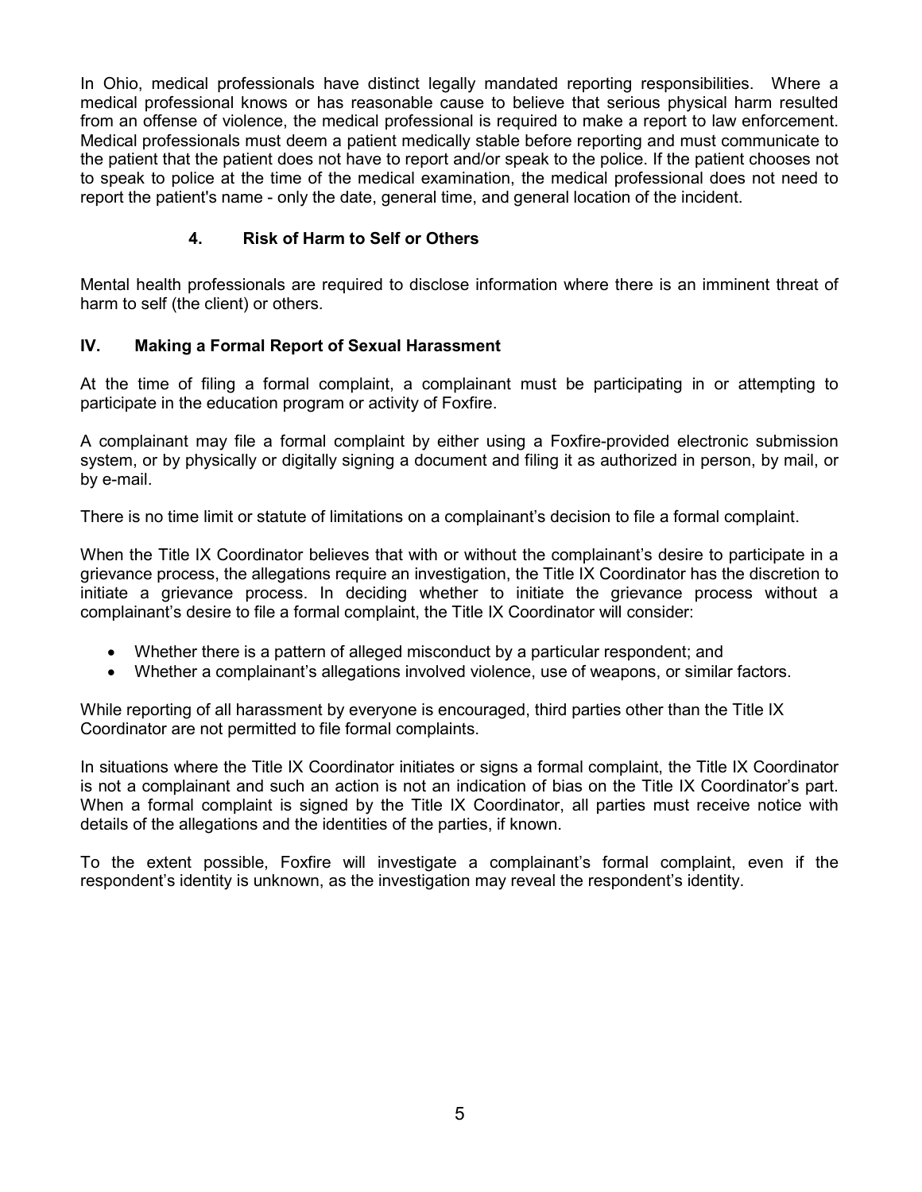In Ohio, medical professionals have distinct legally mandated reporting responsibilities. Where a medical professional knows or has reasonable cause to believe that serious physical harm resulted from an offense of violence, the medical professional is required to make a report to law enforcement. Medical professionals must deem a patient medically stable before reporting and must communicate to the patient that the patient does not have to report and/or speak to the police. If the patient chooses not to speak to police at the time of the medical examination, the medical professional does not need to report the patient's name - only the date, general time, and general location of the incident.

#### 4. Risk of Harm to Self or Others

Mental health professionals are required to disclose information where there is an imminent threat of harm to self (the client) or others.

### IV. Making a Formal Report of Sexual Harassment

At the time of filing a formal complaint, a complainant must be participating in or attempting to participate in the education program or activity of Foxfire.

A complainant may file a formal complaint by either using a Foxfire-provided electronic submission system, or by physically or digitally signing a document and filing it as authorized in person, by mail, or by e-mail.

There is no time limit or statute of limitations on a complainant's decision to file a formal complaint.

When the Title IX Coordinator believes that with or without the complainant's desire to participate in a grievance process, the allegations require an investigation, the Title IX Coordinator has the discretion to initiate a grievance process. In deciding whether to initiate the grievance process without a complainant's desire to file a formal complaint, the Title IX Coordinator will consider:

- Whether there is a pattern of alleged misconduct by a particular respondent; and
- Whether a complainant's allegations involved violence, use of weapons, or similar factors.

While reporting of all harassment by everyone is encouraged, third parties other than the Title IX Coordinator are not permitted to file formal complaints.

In situations where the Title IX Coordinator initiates or signs a formal complaint, the Title IX Coordinator is not a complainant and such an action is not an indication of bias on the Title IX Coordinator's part. When a formal complaint is signed by the Title IX Coordinator, all parties must receive notice with details of the allegations and the identities of the parties, if known.

To the extent possible, Foxfire will investigate a complainant's formal complaint, even if the respondent's identity is unknown, as the investigation may reveal the respondent's identity.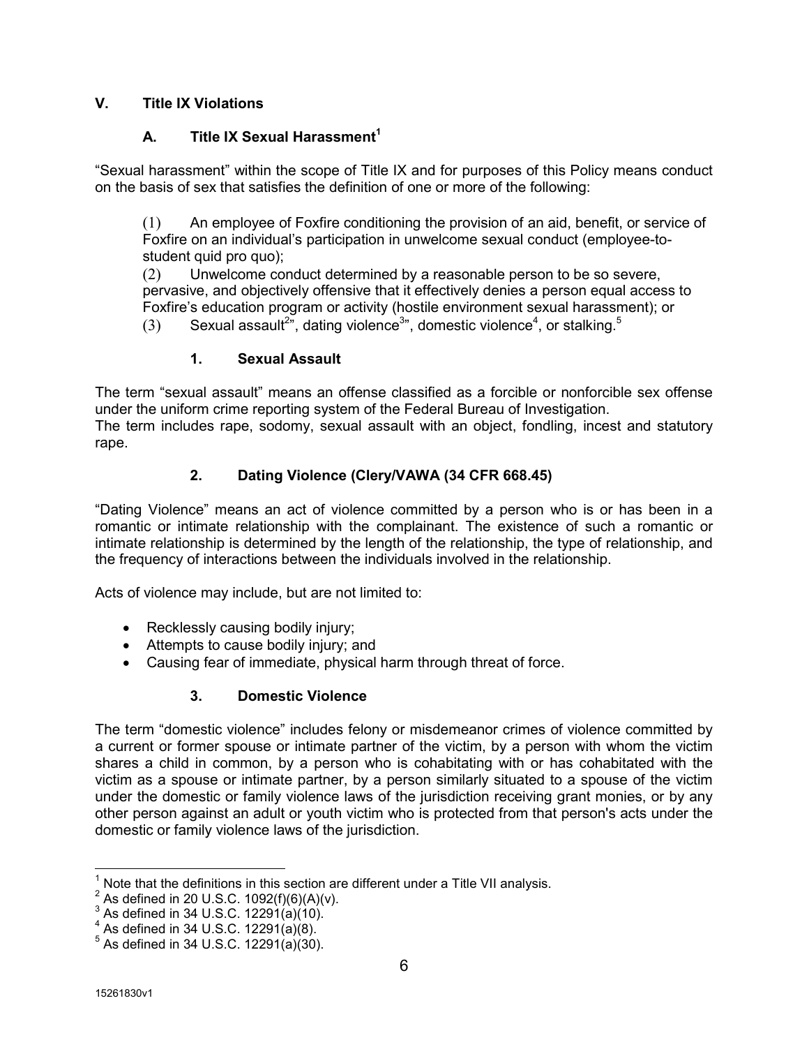## V. Title IX Violations

### A. Title IX Sexual Harassment[1]

"Sexual harassment" within the scope of Title IX and for purposes of this Policy means conduct on the basis of sex that satisfies the definition of one or more of the following:

> (1) An employee of Foxfire conditioning the provision of an aid, benefit, or service of Foxfire on an individual's participation in unwelcome sexual conduct (employee-to-student quid pro quo);
> (2) Unwelcome conduct determined by a reasonable person to be so severe, pervasive, and objectively offensive that it effectively denies a person equal access to Foxfire's education program or activity (hostile environment sexual harassment); or
> (3) Sexual assault[2]", dating violence[3]", domestic violence[4], or stalking.[5]

#### 1. Sexual Assault

The term "sexual assault" means an offense classified as a forcible or nonforcible sex offense under the uniform crime reporting system of the Federal Bureau of Investigation.
The term includes rape, sodomy, sexual assault with an object, fondling, incest and statutory rape.

#### 2. Dating Violence (Clery/VAWA (34 CFR 668.45)

"Dating Violence" means an act of violence committed by a person who is or has been in a romantic or intimate relationship with the complainant. The existence of such a romantic or intimate relationship is determined by the length of the relationship, the type of relationship, and the frequency of interactions between the individuals involved in the relationship.

Acts of violence may include, but are not limited to:

- Recklessly causing bodily injury;
- Attempts to cause bodily injury; and
- Causing fear of immediate, physical harm through threat of force.

#### 3. Domestic Violence

The term "domestic violence" includes felony or misdemeanor crimes of violence committed by a current or former spouse or intimate partner of the victim, by a person with whom the victim shares a child in common, by a person who is cohabitating with or has cohabitated with the victim as a spouse or intimate partner, by a person similarly situated to a spouse of the victim under the domestic or family violence laws of the jurisdiction receiving grant monies, or by any other person against an adult or youth victim who is protected from that person's acts under the domestic or family violence laws of the jurisdiction.

---

[1] Note that the definitions in this section are different under a Title VII analysis.
[2] As defined in 20 U.S.C. 1092(f)(6)(A)(v).
[3] As defined in 34 U.S.C. 12291(a)(10).
[4] As defined in 34 U.S.C. 12291(a)(8).
[5] As defined in 34 U.S.C. 12291(a)(30).

15261830v1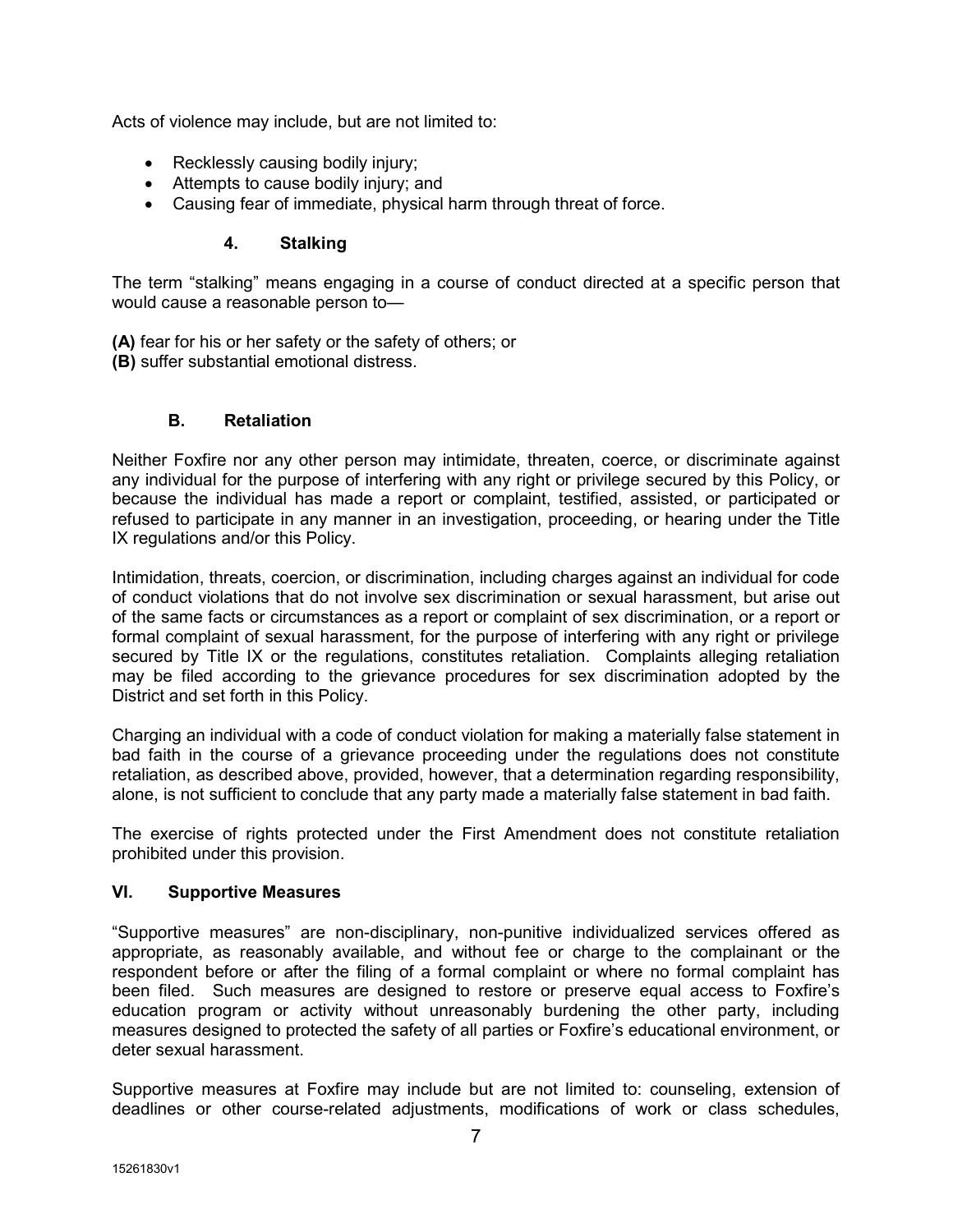Acts of violence may include, but are not limited to:

- Recklessly causing bodily injury;
- Attempts to cause bodily injury; and
- Causing fear of immediate, physical harm through threat of force.

#### 4. Stalking

The term "stalking" means engaging in a course of conduct directed at a specific person that would cause a reasonable person to—

**(A)** fear for his or her safety or the safety of others; or
**(B)** suffer substantial emotional distress.

### B. Retaliation

Neither Foxfire nor any other person may intimidate, threaten, coerce, or discriminate against any individual for the purpose of interfering with any right or privilege secured by this Policy, or because the individual has made a report or complaint, testified, assisted, or participated or refused to participate in any manner in an investigation, proceeding, or hearing under the Title IX regulations and/or this Policy.

Intimidation, threats, coercion, or discrimination, including charges against an individual for code of conduct violations that do not involve sex discrimination or sexual harassment, but arise out of the same facts or circumstances as a report or complaint of sex discrimination, or a report or formal complaint of sexual harassment, for the purpose of interfering with any right or privilege secured by Title IX or the regulations, constitutes retaliation. Complaints alleging retaliation may be filed according to the grievance procedures for sex discrimination adopted by the District and set forth in this Policy.

Charging an individual with a code of conduct violation for making a materially false statement in bad faith in the course of a grievance proceeding under the regulations does not constitute retaliation, as described above, provided, however, that a determination regarding responsibility, alone, is not sufficient to conclude that any party made a materially false statement in bad faith.

The exercise of rights protected under the First Amendment does not constitute retaliation prohibited under this provision.

## VI. Supportive Measures

"Supportive measures" are non-disciplinary, non-punitive individualized services offered as appropriate, as reasonably available, and without fee or charge to the complainant or the respondent before or after the filing of a formal complaint or where no formal complaint has been filed. Such measures are designed to restore or preserve equal access to Foxfire's education program or activity without unreasonably burdening the other party, including measures designed to protected the safety of all parties or Foxfire's educational environment, or deter sexual harassment.

Supportive measures at Foxfire may include but are not limited to: counseling, extension of deadlines or other course-related adjustments, modifications of work or class schedules,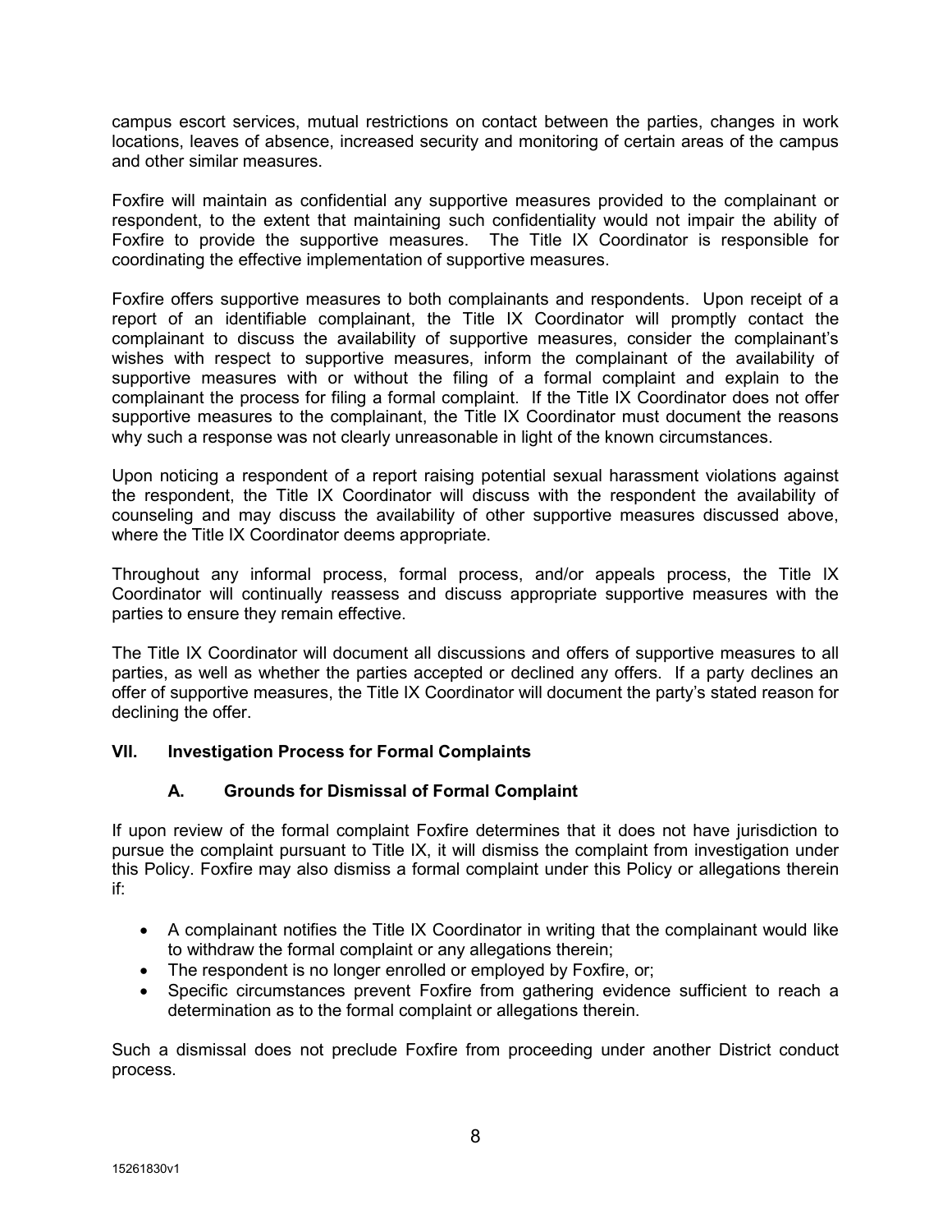campus escort services, mutual restrictions on contact between the parties, changes in work locations, leaves of absence, increased security and monitoring of certain areas of the campus and other similar measures.

Foxfire will maintain as confidential any supportive measures provided to the complainant or respondent, to the extent that maintaining such confidentiality would not impair the ability of Foxfire to provide the supportive measures. The Title IX Coordinator is responsible for coordinating the effective implementation of supportive measures.

Foxfire offers supportive measures to both complainants and respondents. Upon receipt of a report of an identifiable complainant, the Title IX Coordinator will promptly contact the complainant to discuss the availability of supportive measures, consider the complainant's wishes with respect to supportive measures, inform the complainant of the availability of supportive measures with or without the filing of a formal complaint and explain to the complainant the process for filing a formal complaint. If the Title IX Coordinator does not offer supportive measures to the complainant, the Title IX Coordinator must document the reasons why such a response was not clearly unreasonable in light of the known circumstances.

Upon noticing a respondent of a report raising potential sexual harassment violations against the respondent, the Title IX Coordinator will discuss with the respondent the availability of counseling and may discuss the availability of other supportive measures discussed above, where the Title IX Coordinator deems appropriate.

Throughout any informal process, formal process, and/or appeals process, the Title IX Coordinator will continually reassess and discuss appropriate supportive measures with the parties to ensure they remain effective.

The Title IX Coordinator will document all discussions and offers of supportive measures to all parties, as well as whether the parties accepted or declined any offers. If a party declines an offer of supportive measures, the Title IX Coordinator will document the party's stated reason for declining the offer.

## VII. Investigation Process for Formal Complaints

### A. Grounds for Dismissal of Formal Complaint

If upon review of the formal complaint Foxfire determines that it does not have jurisdiction to pursue the complaint pursuant to Title IX, it will dismiss the complaint from investigation under this Policy. Foxfire may also dismiss a formal complaint under this Policy or allegations therein if:

- A complainant notifies the Title IX Coordinator in writing that the complainant would like to withdraw the formal complaint or any allegations therein;
- The respondent is no longer enrolled or employed by Foxfire, or;
- Specific circumstances prevent Foxfire from gathering evidence sufficient to reach a determination as to the formal complaint or allegations therein.

Such a dismissal does not preclude Foxfire from proceeding under another District conduct process.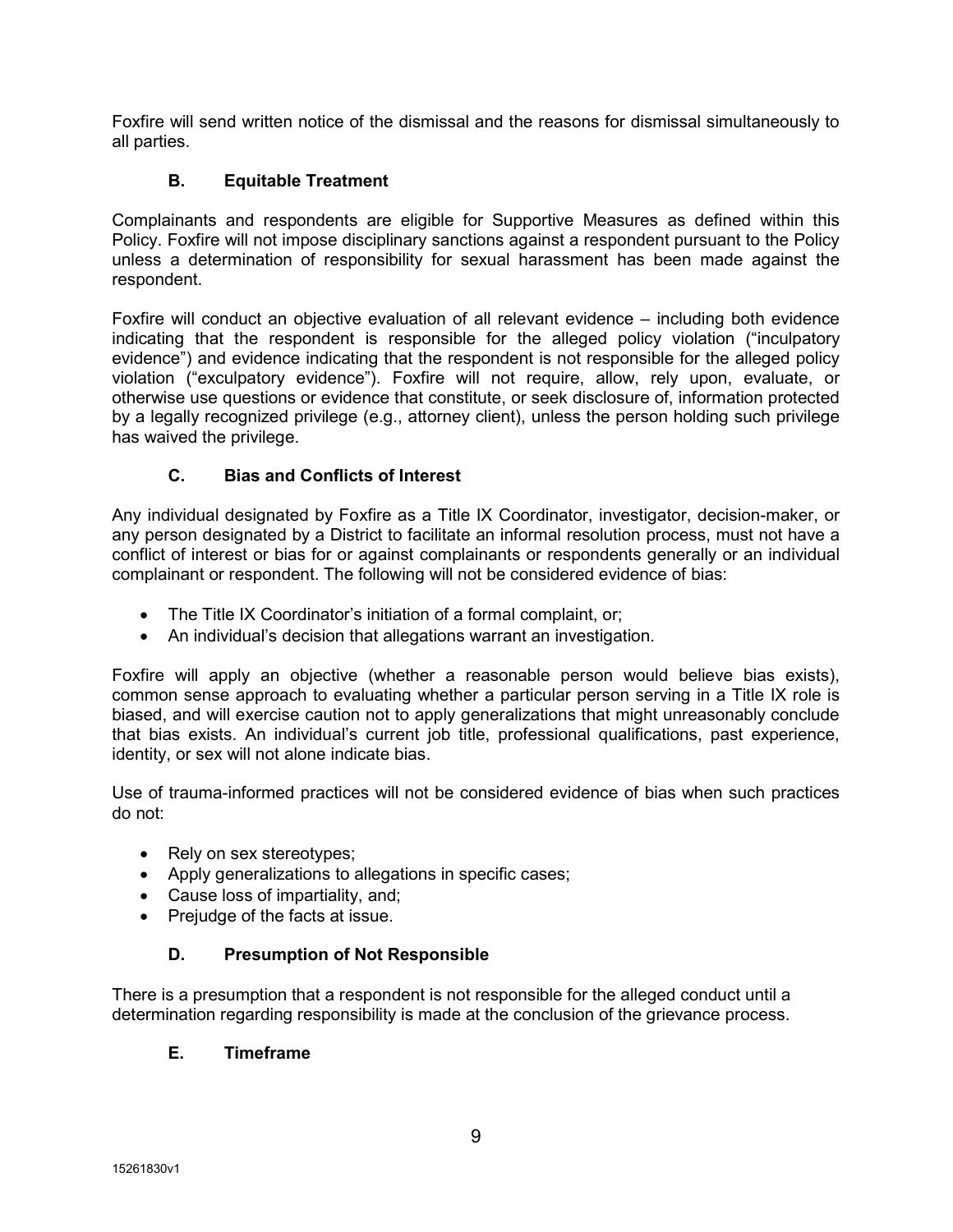Foxfire will send written notice of the dismissal and the reasons for dismissal simultaneously to all parties.

### B. Equitable Treatment

Complainants and respondents are eligible for Supportive Measures as defined within this Policy. Foxfire will not impose disciplinary sanctions against a respondent pursuant to the Policy unless a determination of responsibility for sexual harassment has been made against the respondent.

Foxfire will conduct an objective evaluation of all relevant evidence – including both evidence indicating that the respondent is responsible for the alleged policy violation ("inculpatory evidence") and evidence indicating that the respondent is not responsible for the alleged policy violation ("exculpatory evidence"). Foxfire will not require, allow, rely upon, evaluate, or otherwise use questions or evidence that constitute, or seek disclosure of, information protected by a legally recognized privilege (e.g., attorney client), unless the person holding such privilege has waived the privilege.

### C. Bias and Conflicts of Interest

Any individual designated by Foxfire as a Title IX Coordinator, investigator, decision-maker, or any person designated by a District to facilitate an informal resolution process, must not have a conflict of interest or bias for or against complainants or respondents generally or an individual complainant or respondent. The following will not be considered evidence of bias:

- The Title IX Coordinator's initiation of a formal complaint, or;
- An individual's decision that allegations warrant an investigation.

Foxfire will apply an objective (whether a reasonable person would believe bias exists), common sense approach to evaluating whether a particular person serving in a Title IX role is biased, and will exercise caution not to apply generalizations that might unreasonably conclude that bias exists. An individual's current job title, professional qualifications, past experience, identity, or sex will not alone indicate bias.

Use of trauma-informed practices will not be considered evidence of bias when such practices do not:

- Rely on sex stereotypes;
- Apply generalizations to allegations in specific cases;
- Cause loss of impartiality, and;
- Prejudge of the facts at issue.

### D. Presumption of Not Responsible

There is a presumption that a respondent is not responsible for the alleged conduct until a determination regarding responsibility is made at the conclusion of the grievance process.

### E. Timeframe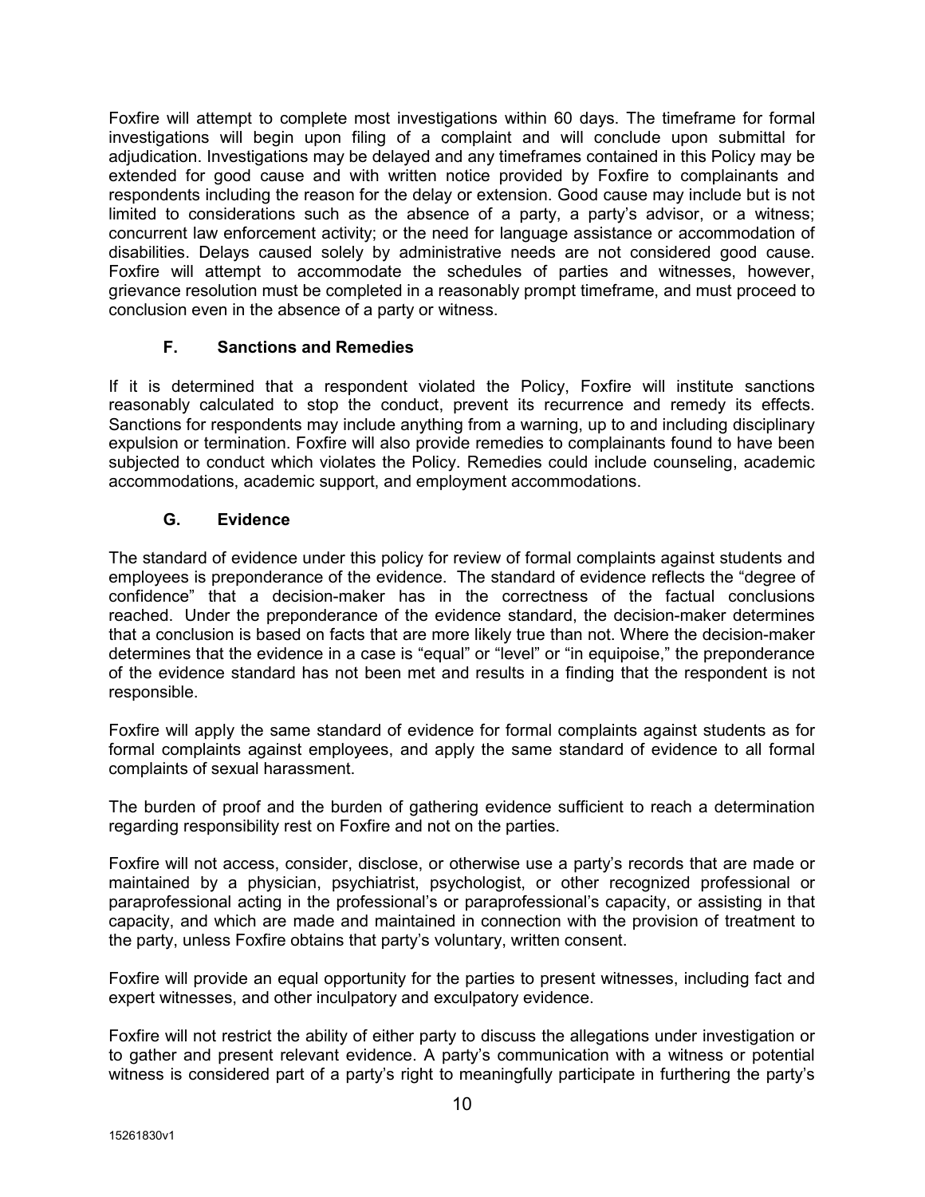Foxfire will attempt to complete most investigations within 60 days. The timeframe for formal investigations will begin upon filing of a complaint and will conclude upon submittal for adjudication. Investigations may be delayed and any timeframes contained in this Policy may be extended for good cause and with written notice provided by Foxfire to complainants and respondents including the reason for the delay or extension. Good cause may include but is not limited to considerations such as the absence of a party, a party's advisor, or a witness; concurrent law enforcement activity; or the need for language assistance or accommodation of disabilities. Delays caused solely by administrative needs are not considered good cause. Foxfire will attempt to accommodate the schedules of parties and witnesses, however, grievance resolution must be completed in a reasonably prompt timeframe, and must proceed to conclusion even in the absence of a party or witness.

### F. Sanctions and Remedies

If it is determined that a respondent violated the Policy, Foxfire will institute sanctions reasonably calculated to stop the conduct, prevent its recurrence and remedy its effects. Sanctions for respondents may include anything from a warning, up to and including disciplinary expulsion or termination. Foxfire will also provide remedies to complainants found to have been subjected to conduct which violates the Policy. Remedies could include counseling, academic accommodations, academic support, and employment accommodations.

### G. Evidence

The standard of evidence under this policy for review of formal complaints against students and employees is preponderance of the evidence. The standard of evidence reflects the "degree of confidence" that a decision-maker has in the correctness of the factual conclusions reached. Under the preponderance of the evidence standard, the decision-maker determines that a conclusion is based on facts that are more likely true than not. Where the decision-maker determines that the evidence in a case is "equal" or "level" or "in equipoise," the preponderance of the evidence standard has not been met and results in a finding that the respondent is not responsible.

Foxfire will apply the same standard of evidence for formal complaints against students as for formal complaints against employees, and apply the same standard of evidence to all formal complaints of sexual harassment.

The burden of proof and the burden of gathering evidence sufficient to reach a determination regarding responsibility rest on Foxfire and not on the parties.

Foxfire will not access, consider, disclose, or otherwise use a party's records that are made or maintained by a physician, psychiatrist, psychologist, or other recognized professional or paraprofessional acting in the professional's or paraprofessional's capacity, or assisting in that capacity, and which are made and maintained in connection with the provision of treatment to the party, unless Foxfire obtains that party's voluntary, written consent.

Foxfire will provide an equal opportunity for the parties to present witnesses, including fact and expert witnesses, and other inculpatory and exculpatory evidence.

Foxfire will not restrict the ability of either party to discuss the allegations under investigation or to gather and present relevant evidence. A party's communication with a witness or potential witness is considered part of a party's right to meaningfully participate in furthering the party's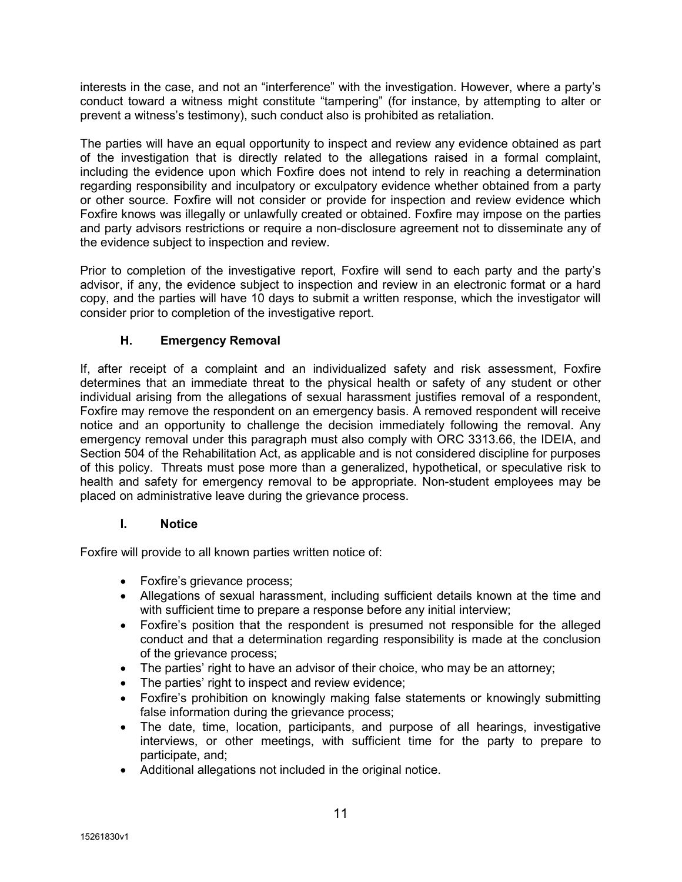interests in the case, and not an "interference" with the investigation. However, where a party's conduct toward a witness might constitute "tampering" (for instance, by attempting to alter or prevent a witness's testimony), such conduct also is prohibited as retaliation.

The parties will have an equal opportunity to inspect and review any evidence obtained as part of the investigation that is directly related to the allegations raised in a formal complaint, including the evidence upon which Foxfire does not intend to rely in reaching a determination regarding responsibility and inculpatory or exculpatory evidence whether obtained from a party or other source. Foxfire will not consider or provide for inspection and review evidence which Foxfire knows was illegally or unlawfully created or obtained. Foxfire may impose on the parties and party advisors restrictions or require a non-disclosure agreement not to disseminate any of the evidence subject to inspection and review.

Prior to completion of the investigative report, Foxfire will send to each party and the party's advisor, if any, the evidence subject to inspection and review in an electronic format or a hard copy, and the parties will have 10 days to submit a written response, which the investigator will consider prior to completion of the investigative report.

### H. Emergency Removal

If, after receipt of a complaint and an individualized safety and risk assessment, Foxfire determines that an immediate threat to the physical health or safety of any student or other individual arising from the allegations of sexual harassment justifies removal of a respondent, Foxfire may remove the respondent on an emergency basis. A removed respondent will receive notice and an opportunity to challenge the decision immediately following the removal. Any emergency removal under this paragraph must also comply with ORC 3313.66, the IDEIA, and Section 504 of the Rehabilitation Act, as applicable and is not considered discipline for purposes of this policy. Threats must pose more than a generalized, hypothetical, or speculative risk to health and safety for emergency removal to be appropriate. Non-student employees may be placed on administrative leave during the grievance process.

### I. Notice

Foxfire will provide to all known parties written notice of:

- Foxfire's grievance process;
- Allegations of sexual harassment, including sufficient details known at the time and with sufficient time to prepare a response before any initial interview;
- Foxfire's position that the respondent is presumed not responsible for the alleged conduct and that a determination regarding responsibility is made at the conclusion of the grievance process;
- The parties' right to have an advisor of their choice, who may be an attorney;
- The parties' right to inspect and review evidence;
- Foxfire's prohibition on knowingly making false statements or knowingly submitting false information during the grievance process;
- The date, time, location, participants, and purpose of all hearings, investigative interviews, or other meetings, with sufficient time for the party to prepare to participate, and;
- Additional allegations not included in the original notice.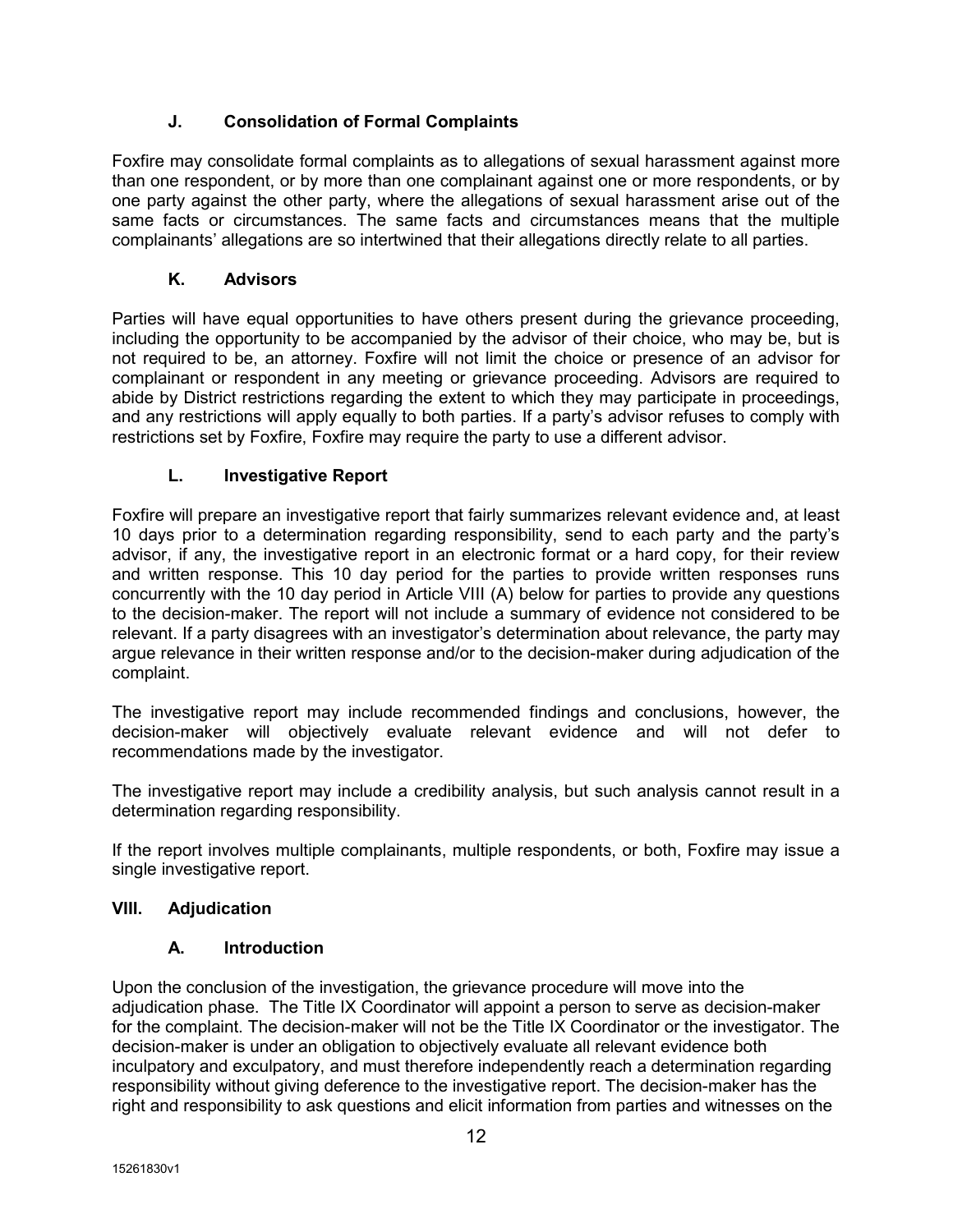### J. Consolidation of Formal Complaints

Foxfire may consolidate formal complaints as to allegations of sexual harassment against more than one respondent, or by more than one complainant against one or more respondents, or by one party against the other party, where the allegations of sexual harassment arise out of the same facts or circumstances. The same facts and circumstances means that the multiple complainants' allegations are so intertwined that their allegations directly relate to all parties.

### K. Advisors

Parties will have equal opportunities to have others present during the grievance proceeding, including the opportunity to be accompanied by the advisor of their choice, who may be, but is not required to be, an attorney. Foxfire will not limit the choice or presence of an advisor for complainant or respondent in any meeting or grievance proceeding. Advisors are required to abide by District restrictions regarding the extent to which they may participate in proceedings, and any restrictions will apply equally to both parties. If a party's advisor refuses to comply with restrictions set by Foxfire, Foxfire may require the party to use a different advisor.

### L. Investigative Report

Foxfire will prepare an investigative report that fairly summarizes relevant evidence and, at least 10 days prior to a determination regarding responsibility, send to each party and the party's advisor, if any, the investigative report in an electronic format or a hard copy, for their review and written response. This 10 day period for the parties to provide written responses runs concurrently with the 10 day period in Article VIII (A) below for parties to provide any questions to the decision-maker. The report will not include a summary of evidence not considered to be relevant. If a party disagrees with an investigator's determination about relevance, the party may argue relevance in their written response and/or to the decision-maker during adjudication of the complaint.

The investigative report may include recommended findings and conclusions, however, the decision-maker will objectively evaluate relevant evidence and will not defer to recommendations made by the investigator.

The investigative report may include a credibility analysis, but such analysis cannot result in a determination regarding responsibility.

If the report involves multiple complainants, multiple respondents, or both, Foxfire may issue a single investigative report.

## VIII. Adjudication

### A. Introduction

Upon the conclusion of the investigation, the grievance procedure will move into the adjudication phase. The Title IX Coordinator will appoint a person to serve as decision-maker for the complaint. The decision-maker will not be the Title IX Coordinator or the investigator. The decision-maker is under an obligation to objectively evaluate all relevant evidence both inculpatory and exculpatory, and must therefore independently reach a determination regarding responsibility without giving deference to the investigative report. The decision-maker has the right and responsibility to ask questions and elicit information from parties and witnesses on the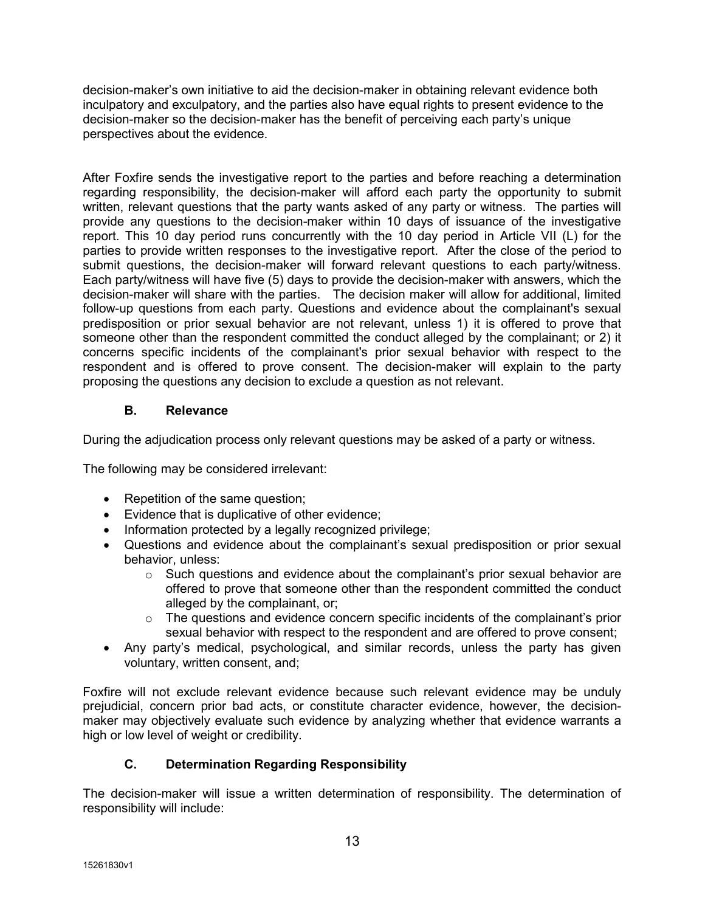decision-maker's own initiative to aid the decision-maker in obtaining relevant evidence both inculpatory and exculpatory, and the parties also have equal rights to present evidence to the decision-maker so the decision-maker has the benefit of perceiving each party's unique perspectives about the evidence.

After Foxfire sends the investigative report to the parties and before reaching a determination regarding responsibility, the decision-maker will afford each party the opportunity to submit written, relevant questions that the party wants asked of any party or witness. The parties will provide any questions to the decision-maker within 10 days of issuance of the investigative report. This 10 day period runs concurrently with the 10 day period in Article VII (L) for the parties to provide written responses to the investigative report. After the close of the period to submit questions, the decision-maker will forward relevant questions to each party/witness. Each party/witness will have five (5) days to provide the decision-maker with answers, which the decision-maker will share with the parties. The decision maker will allow for additional, limited follow-up questions from each party. Questions and evidence about the complainant's sexual predisposition or prior sexual behavior are not relevant, unless 1) it is offered to prove that someone other than the respondent committed the conduct alleged by the complainant; or 2) it concerns specific incidents of the complainant's prior sexual behavior with respect to the respondent and is offered to prove consent. The decision-maker will explain to the party proposing the questions any decision to exclude a question as not relevant.

### B. Relevance

During the adjudication process only relevant questions may be asked of a party or witness.

The following may be considered irrelevant:

- Repetition of the same question;
- Evidence that is duplicative of other evidence;
- Information protected by a legally recognized privilege;
- Questions and evidence about the complainant's sexual predisposition or prior sexual behavior, unless:
  - Such questions and evidence about the complainant's prior sexual behavior are offered to prove that someone other than the respondent committed the conduct alleged by the complainant, or;
  - The questions and evidence concern specific incidents of the complainant's prior sexual behavior with respect to the respondent and are offered to prove consent;
- Any party's medical, psychological, and similar records, unless the party has given voluntary, written consent, and;

Foxfire will not exclude relevant evidence because such relevant evidence may be unduly prejudicial, concern prior bad acts, or constitute character evidence, however, the decision-maker may objectively evaluate such evidence by analyzing whether that evidence warrants a high or low level of weight or credibility.

### C. Determination Regarding Responsibility

The decision-maker will issue a written determination of responsibility. The determination of responsibility will include: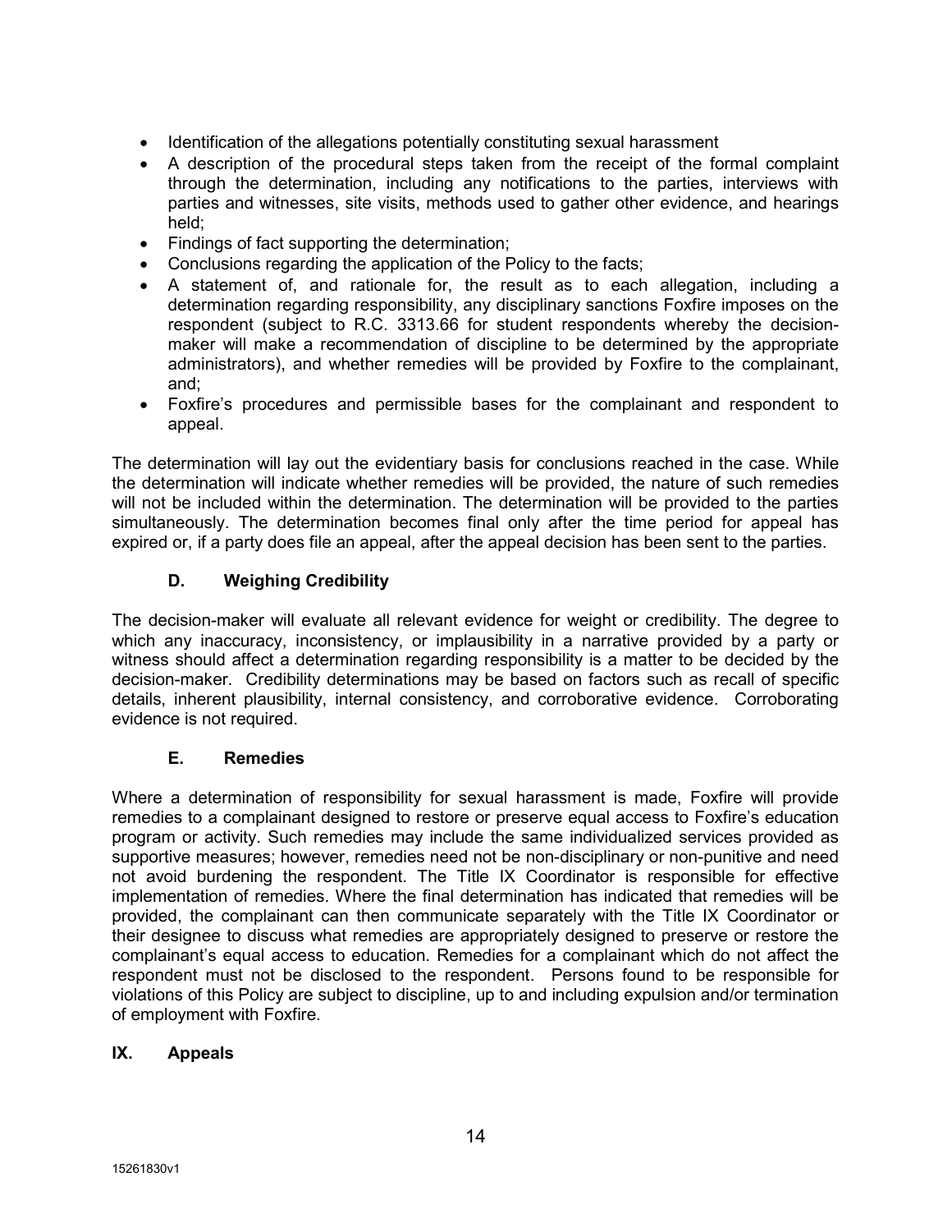- Identification of the allegations potentially constituting sexual harassment
- A description of the procedural steps taken from the receipt of the formal complaint through the determination, including any notifications to the parties, interviews with parties and witnesses, site visits, methods used to gather other evidence, and hearings held;
- Findings of fact supporting the determination;
- Conclusions regarding the application of the Policy to the facts;
- A statement of, and rationale for, the result as to each allegation, including a determination regarding responsibility, any disciplinary sanctions Foxfire imposes on the respondent (subject to R.C. 3313.66 for student respondents whereby the decision-maker will make a recommendation of discipline to be determined by the appropriate administrators), and whether remedies will be provided by Foxfire to the complainant, and;
- Foxfire's procedures and permissible bases for the complainant and respondent to appeal.

The determination will lay out the evidentiary basis for conclusions reached in the case. While the determination will indicate whether remedies will be provided, the nature of such remedies will not be included within the determination. The determination will be provided to the parties simultaneously. The determination becomes final only after the time period for appeal has expired or, if a party does file an appeal, after the appeal decision has been sent to the parties.

### D. Weighing Credibility

The decision-maker will evaluate all relevant evidence for weight or credibility. The degree to which any inaccuracy, inconsistency, or implausibility in a narrative provided by a party or witness should affect a determination regarding responsibility is a matter to be decided by the decision-maker. Credibility determinations may be based on factors such as recall of specific details, inherent plausibility, internal consistency, and corroborative evidence. Corroborating evidence is not required.

### E. Remedies

Where a determination of responsibility for sexual harassment is made, Foxfire will provide remedies to a complainant designed to restore or preserve equal access to Foxfire's education program or activity. Such remedies may include the same individualized services provided as supportive measures; however, remedies need not be non-disciplinary or non-punitive and need not avoid burdening the respondent. The Title IX Coordinator is responsible for effective implementation of remedies. Where the final determination has indicated that remedies will be provided, the complainant can then communicate separately with the Title IX Coordinator or their designee to discuss what remedies are appropriately designed to preserve or restore the complainant's equal access to education. Remedies for a complainant which do not affect the respondent must not be disclosed to the respondent. Persons found to be responsible for violations of this Policy are subject to discipline, up to and including expulsion and/or termination of employment with Foxfire.

## IX. Appeals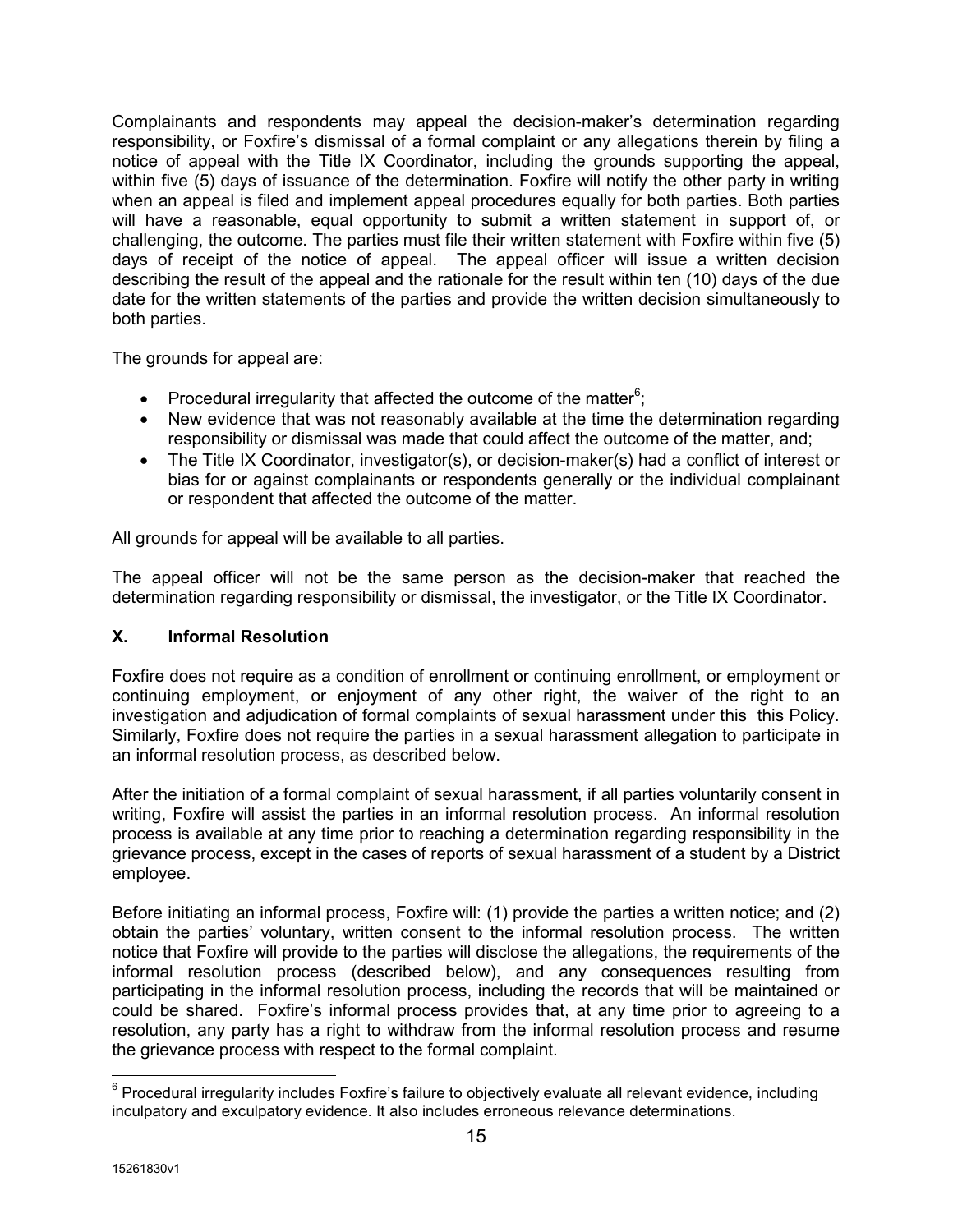Complainants and respondents may appeal the decision-maker's determination regarding responsibility, or Foxfire's dismissal of a formal complaint or any allegations therein by filing a notice of appeal with the Title IX Coordinator, including the grounds supporting the appeal, within five (5) days of issuance of the determination. Foxfire will notify the other party in writing when an appeal is filed and implement appeal procedures equally for both parties. Both parties will have a reasonable, equal opportunity to submit a written statement in support of, or challenging, the outcome. The parties must file their written statement with Foxfire within five (5) days of receipt of the notice of appeal. The appeal officer will issue a written decision describing the result of the appeal and the rationale for the result within ten (10) days of the due date for the written statements of the parties and provide the written decision simultaneously to both parties.

The grounds for appeal are:

- Procedural irregularity that affected the outcome of the matter[6];
- New evidence that was not reasonably available at the time the determination regarding responsibility or dismissal was made that could affect the outcome of the matter, and;
- The Title IX Coordinator, investigator(s), or decision-maker(s) had a conflict of interest or bias for or against complainants or respondents generally or the individual complainant or respondent that affected the outcome of the matter.

All grounds for appeal will be available to all parties.

The appeal officer will not be the same person as the decision-maker that reached the determination regarding responsibility or dismissal, the investigator, or the Title IX Coordinator.

## X. Informal Resolution

Foxfire does not require as a condition of enrollment or continuing enrollment, or employment or continuing employment, or enjoyment of any other right, the waiver of the right to an investigation and adjudication of formal complaints of sexual harassment under this this Policy. Similarly, Foxfire does not require the parties in a sexual harassment allegation to participate in an informal resolution process, as described below.

After the initiation of a formal complaint of sexual harassment, if all parties voluntarily consent in writing, Foxfire will assist the parties in an informal resolution process. An informal resolution process is available at any time prior to reaching a determination regarding responsibility in the grievance process, except in the cases of reports of sexual harassment of a student by a District employee.

Before initiating an informal process, Foxfire will: (1) provide the parties a written notice; and (2) obtain the parties' voluntary, written consent to the informal resolution process. The written notice that Foxfire will provide to the parties will disclose the allegations, the requirements of the informal resolution process (described below), and any consequences resulting from participating in the informal resolution process, including the records that will be maintained or could be shared. Foxfire's informal process provides that, at any time prior to agreeing to a resolution, any party has a right to withdraw from the informal resolution process and resume the grievance process with respect to the formal complaint.

[6] Procedural irregularity includes Foxfire's failure to objectively evaluate all relevant evidence, including inculpatory and exculpatory evidence. It also includes erroneous relevance determinations.

15261830v1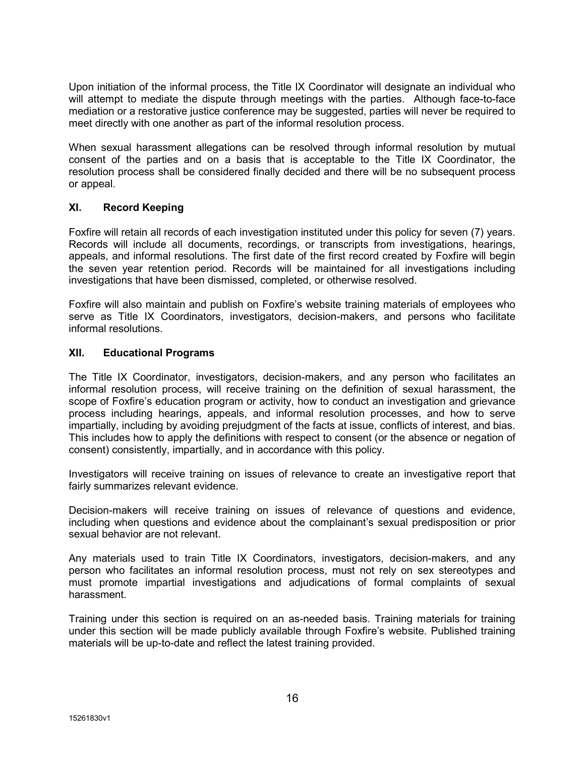Upon initiation of the informal process, the Title IX Coordinator will designate an individual who will attempt to mediate the dispute through meetings with the parties. Although face-to-face mediation or a restorative justice conference may be suggested, parties will never be required to meet directly with one another as part of the informal resolution process.

When sexual harassment allegations can be resolved through informal resolution by mutual consent of the parties and on a basis that is acceptable to the Title IX Coordinator, the resolution process shall be considered finally decided and there will be no subsequent process or appeal.

## XI. Record Keeping

Foxfire will retain all records of each investigation instituted under this policy for seven (7) years. Records will include all documents, recordings, or transcripts from investigations, hearings, appeals, and informal resolutions. The first date of the first record created by Foxfire will begin the seven year retention period. Records will be maintained for all investigations including investigations that have been dismissed, completed, or otherwise resolved.

Foxfire will also maintain and publish on Foxfire's website training materials of employees who serve as Title IX Coordinators, investigators, decision-makers, and persons who facilitate informal resolutions.

## XII. Educational Programs

The Title IX Coordinator, investigators, decision-makers, and any person who facilitates an informal resolution process, will receive training on the definition of sexual harassment, the scope of Foxfire's education program or activity, how to conduct an investigation and grievance process including hearings, appeals, and informal resolution processes, and how to serve impartially, including by avoiding prejudgment of the facts at issue, conflicts of interest, and bias. This includes how to apply the definitions with respect to consent (or the absence or negation of consent) consistently, impartially, and in accordance with this policy.

Investigators will receive training on issues of relevance to create an investigative report that fairly summarizes relevant evidence.

Decision-makers will receive training on issues of relevance of questions and evidence, including when questions and evidence about the complainant's sexual predisposition or prior sexual behavior are not relevant.

Any materials used to train Title IX Coordinators, investigators, decision-makers, and any person who facilitates an informal resolution process, must not rely on sex stereotypes and must promote impartial investigations and adjudications of formal complaints of sexual harassment.

Training under this section is required on an as-needed basis. Training materials for training under this section will be made publicly available through Foxfire's website. Published training materials will be up-to-date and reflect the latest training provided.